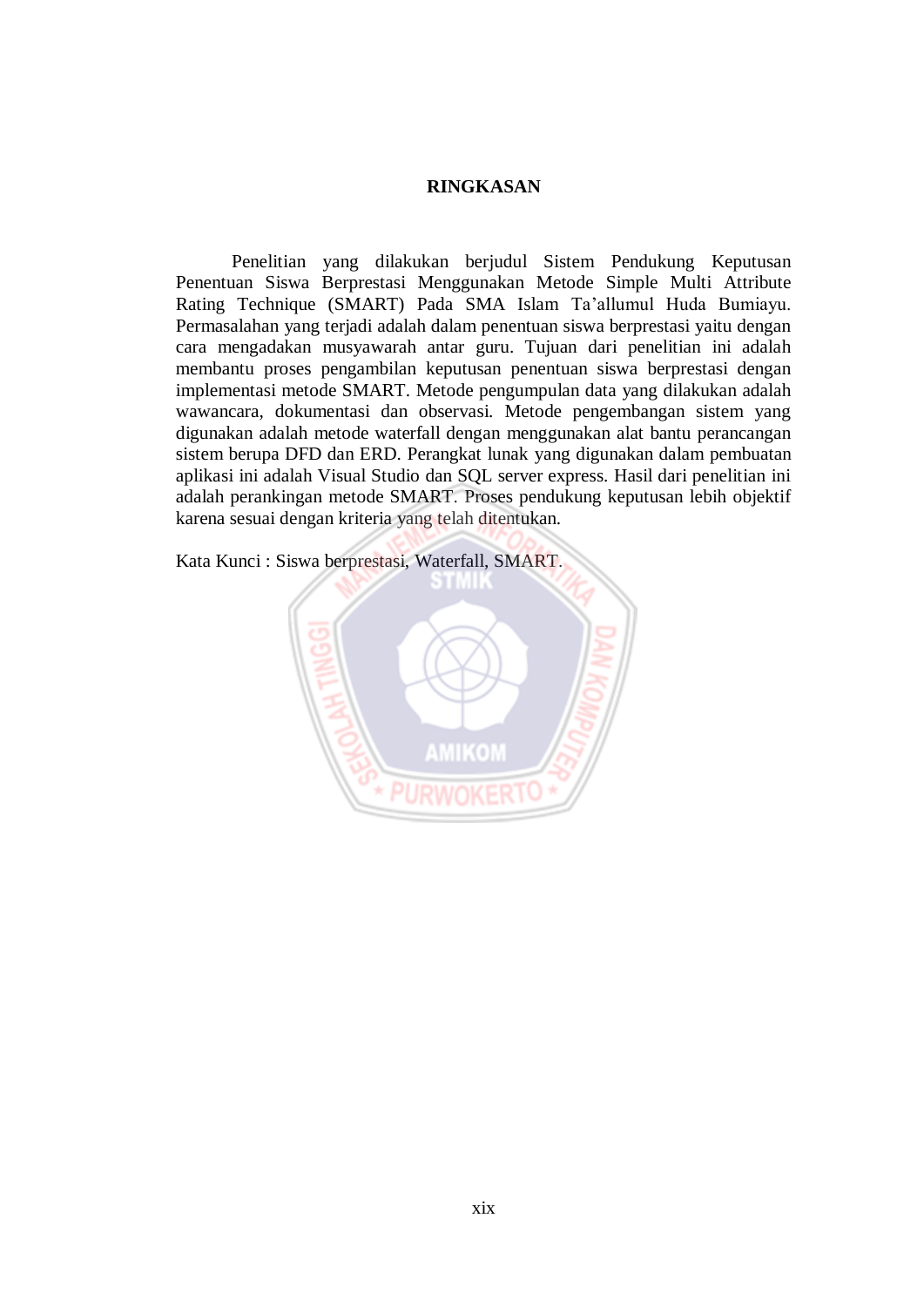# RINGKASAN

Penelitian yang dilakukan berjudul Sistem Pendukung Keputusan Penentuan Siswa Berprestasi Menggunakan Metode Simple Multi Attribute Rating Technique (SMART) Pada SMA Islam Ta'allumul Huda Bumiayu. Permasalahan yang terjadi adalah dalam penentuan siswa berprestasi yaitu dengan cara mengadakan musyawarah antar guru. Tujuan dari penelitian ini adalah membantu proses pengambilan keputusan penentuan siswa berprestasi dengan implementasi metode SMART. Metode pengumpulan data yang dilakukan adalah wawancara, dokumentasi dan observasi. Metode pengembangan sistem yang digunakan adalah metode waterfall dengan menggunakan alat bantu perancangan sistem berupa DFD dan ERD. Perangkat lunak yang digunakan dalam pembuatan aplikasi ini adalah Visual Studio dan SQL server express. Hasil dari penelitian ini adalah perankingan metode SMART. Proses pendukung keputusan lebih objektif karena sesuai dengan kriteria yang telah ditentukan.

Kata Kunci : Siswa berprestasi, Waterfall, SMART.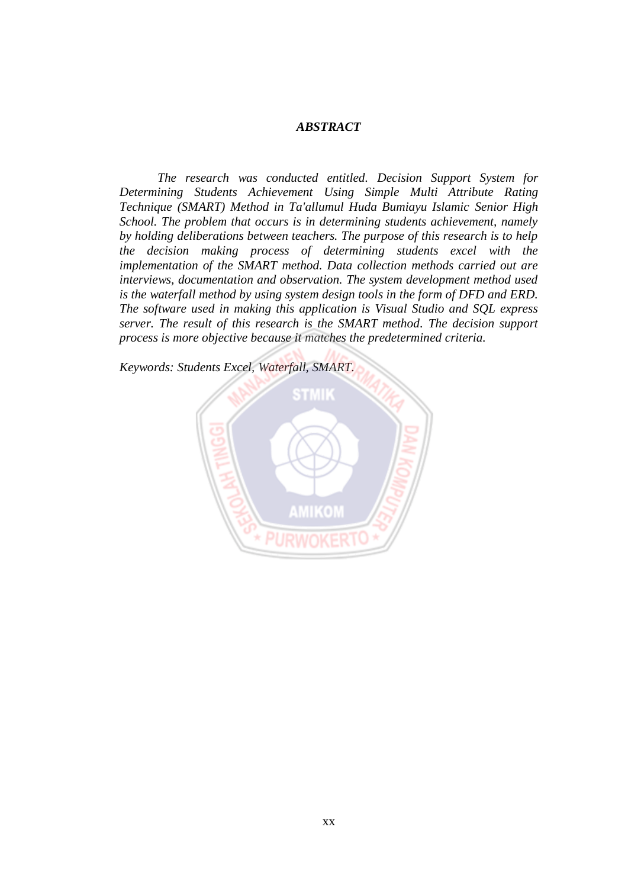***ABSTRACT***

*The research was conducted entitled. Decision Support System for Determining Students Achievement Using Simple Multi Attribute Rating Technique (SMART) Method in Ta'allumul Huda Bumiayu Islamic Senior High School. The problem that occurs is in determining students achievement, namely by holding deliberations between teachers. The purpose of this research is to help the decision making process of determining students excel with the implementation of the SMART method. Data collection methods carried out are interviews, documentation and observation. The system development method used is the waterfall method by using system design tools in the form of DFD and ERD. The software used in making this application is Visual Studio and SQL express server. The result of this research is the SMART method. The decision support process is more objective because it matches the predetermined criteria.*

*Keywords: Students Excel, Waterfall, SMART.*